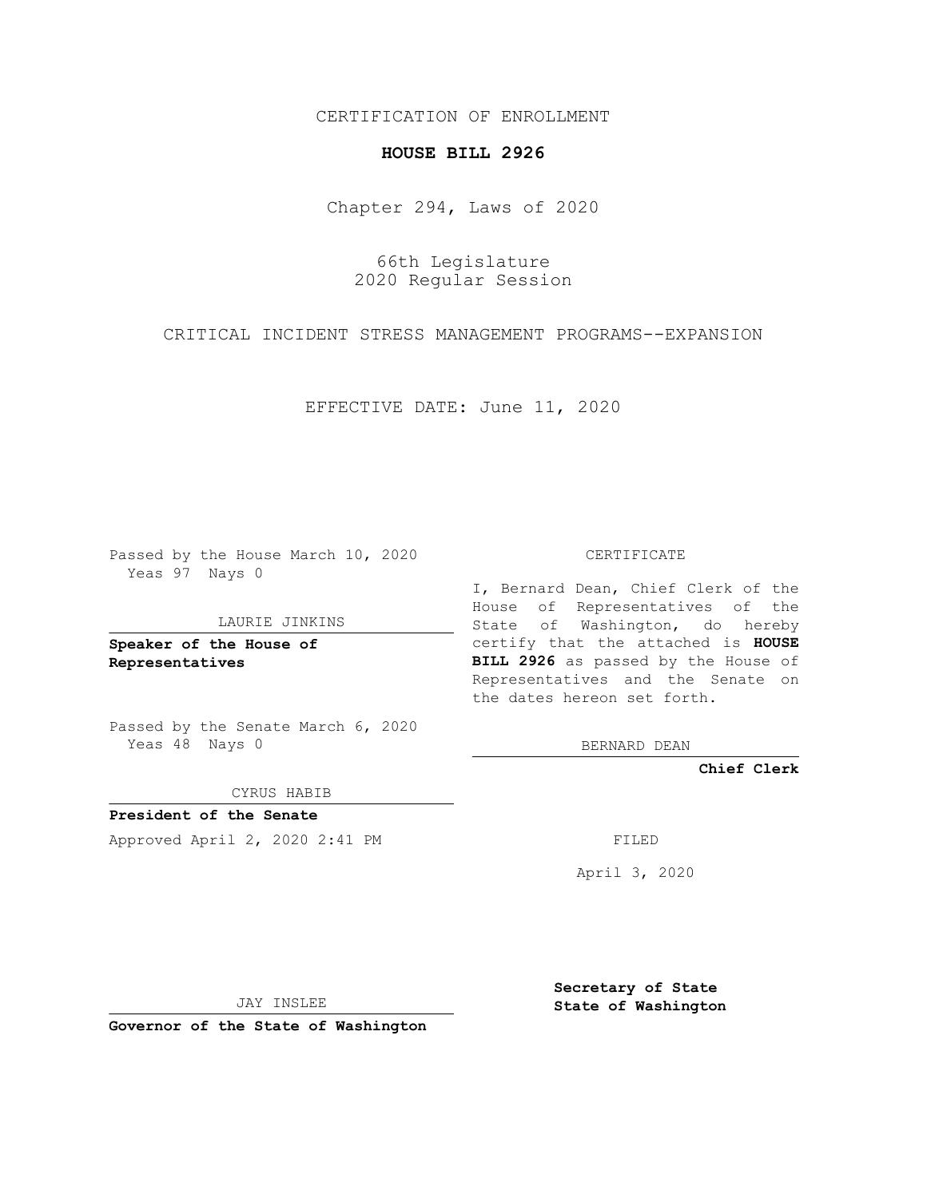CERTIFICATION OF ENROLLMENT

**HOUSE BILL 2926**

Chapter 294, Laws of 2020

66th Legislature
2020 Regular Session

CRITICAL INCIDENT STRESS MANAGEMENT PROGRAMS--EXPANSION

EFFECTIVE DATE: June 11, 2020

Passed by the House March 10, 2020
Yeas 97 Nays 0

LAURIE JINKINS

**Speaker of the House of Representatives**

Passed by the Senate March 6, 2020
Yeas 48 Nays 0

CYRUS HABIB

**President of the Senate**

Approved April 2, 2020 2:41 PM

JAY INSLEE

**Governor of the State of Washington**

CERTIFICATE

I, Bernard Dean, Chief Clerk of the House of Representatives of the State of Washington, do hereby certify that the attached is **HOUSE BILL 2926** as passed by the House of Representatives and the Senate on the dates hereon set forth.

BERNARD DEAN

**Chief Clerk**

FILED

April 3, 2020

**Secretary of State**
**State of Washington**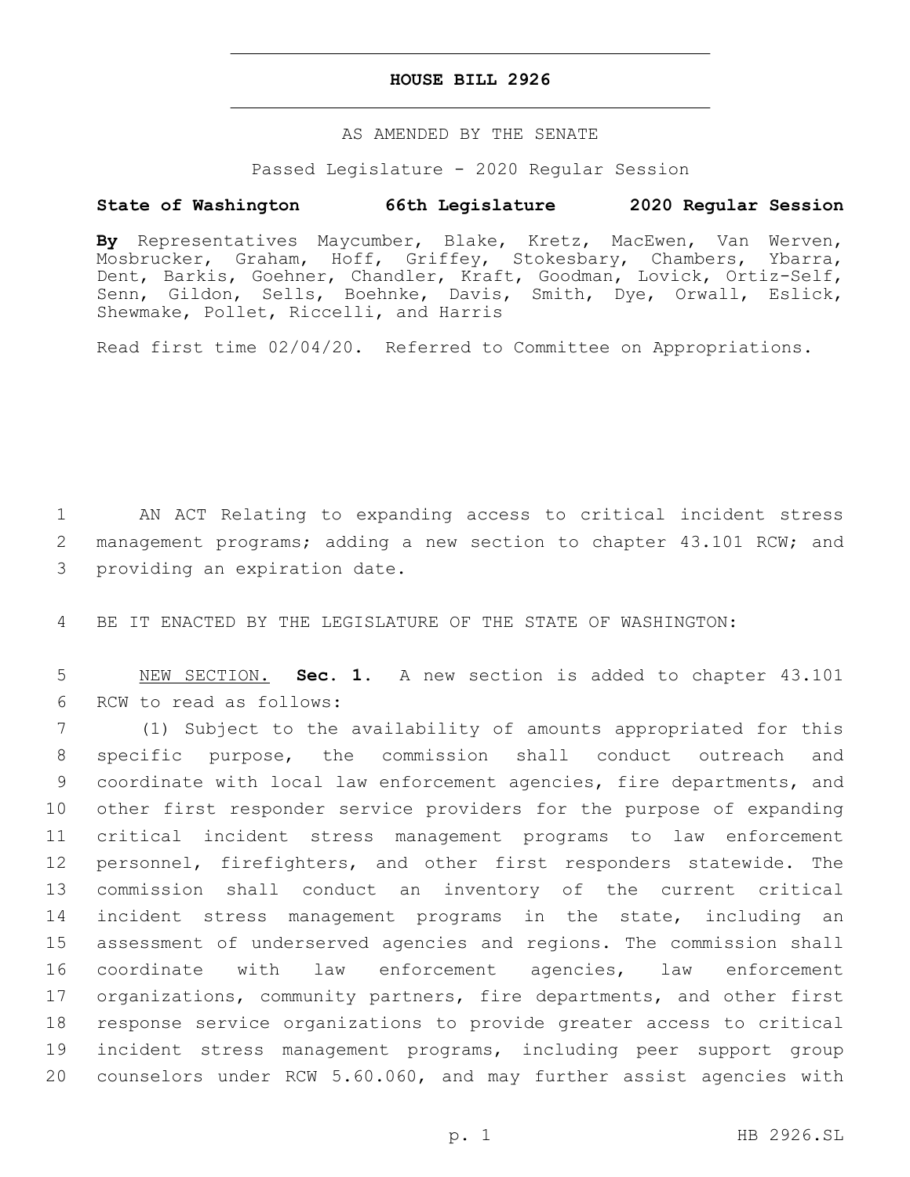# HOUSE BILL 2926

AS AMENDED BY THE SENATE

Passed Legislature - 2020 Regular Session

**State of Washington 66th Legislature 2020 Regular Session**

**By** Representatives Maycumber, Blake, Kretz, MacEwen, Van Werven, Mosbrucker, Graham, Hoff, Griffey, Stokesbary, Chambers, Ybarra, Dent, Barkis, Goehner, Chandler, Kraft, Goodman, Lovick, Ortiz-Self, Senn, Gildon, Sells, Boehnke, Davis, Smith, Dye, Orwall, Eslick, Shewmake, Pollet, Riccelli, and Harris

Read first time 02/04/20. Referred to Committee on Appropriations.

AN ACT Relating to expanding access to critical incident stress management programs; adding a new section to chapter 43.101 RCW; and providing an expiration date.

BE IT ENACTED BY THE LEGISLATURE OF THE STATE OF WASHINGTON:

NEW SECTION. **Sec. 1.** A new section is added to chapter 43.101 RCW to read as follows:

(1) Subject to the availability of amounts appropriated for this specific purpose, the commission shall conduct outreach and coordinate with local law enforcement agencies, fire departments, and other first responder service providers for the purpose of expanding critical incident stress management programs to law enforcement personnel, firefighters, and other first responders statewide. The commission shall conduct an inventory of the current critical incident stress management programs in the state, including an assessment of underserved agencies and regions. The commission shall coordinate with law enforcement agencies, law enforcement organizations, community partners, fire departments, and other first response service organizations to provide greater access to critical incident stress management programs, including peer support group counselors under RCW 5.60.060, and may further assist agencies with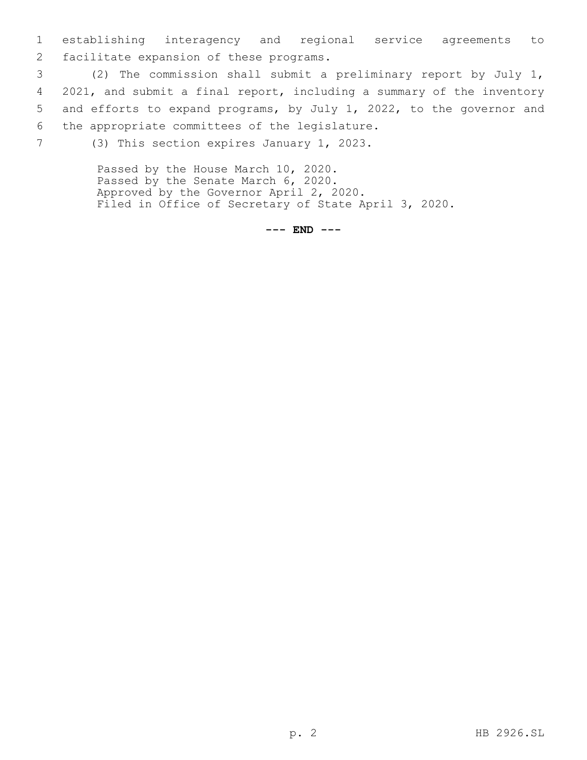establishing interagency and regional service agreements to facilitate expansion of these programs.

(2) The commission shall submit a preliminary report by July 1, 2021, and submit a final report, including a summary of the inventory and efforts to expand programs, by July 1, 2022, to the governor and the appropriate committees of the legislature.

(3) This section expires January 1, 2023.

Passed by the House March 10, 2020.
Passed by the Senate March 6, 2020.
Approved by the Governor April 2, 2020.
Filed in Office of Secretary of State April 3, 2020.

**--- END ---**